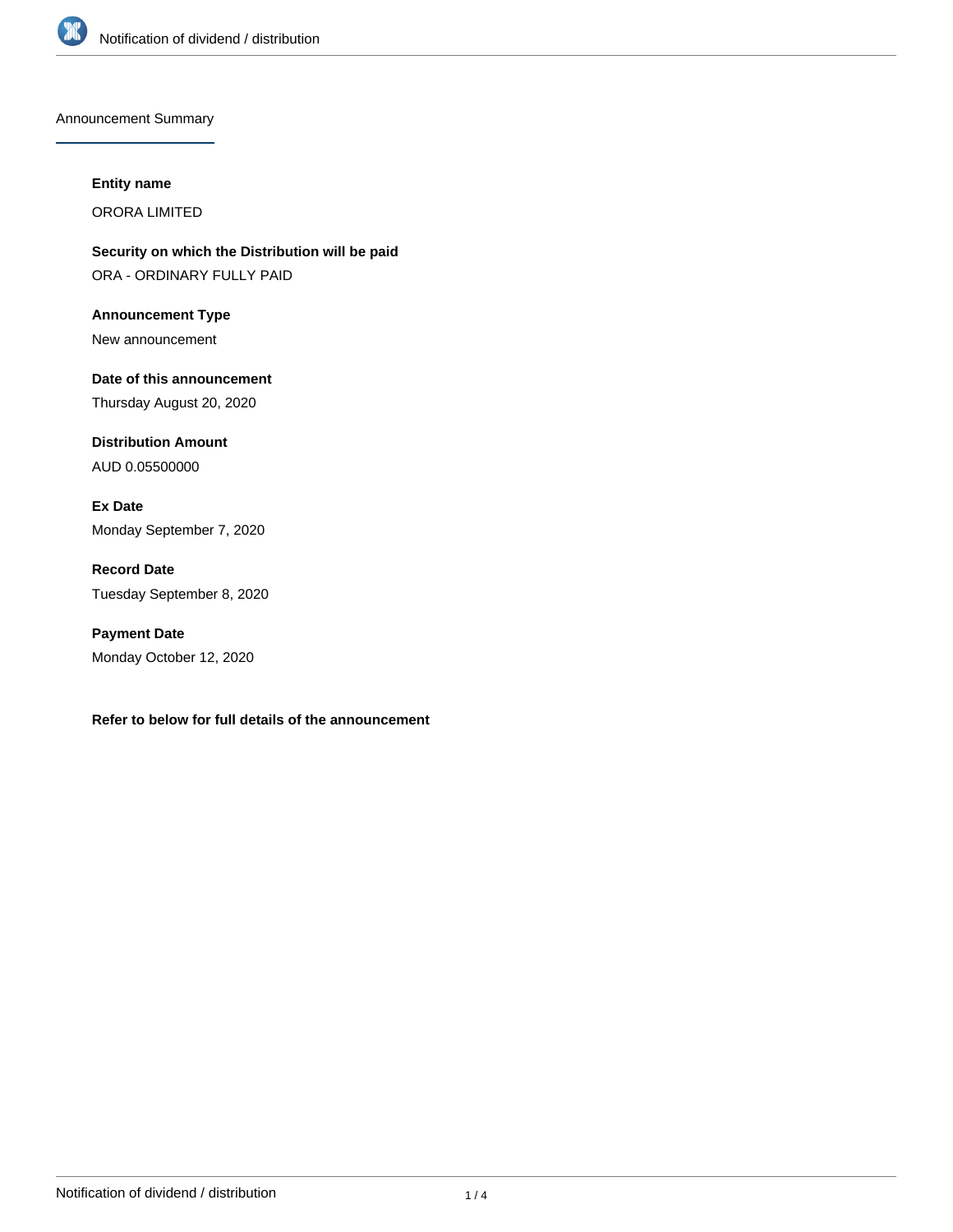## Announcement Summary

**Entity name**

ORORA LIMITED

**Security on which the Distribution will be paid**

ORA - ORDINARY FULLY PAID

**Announcement Type**

New announcement

**Date of this announcement**

Thursday August 20, 2020

**Distribution Amount**

AUD 0.05500000

**Ex Date**

Monday September 7, 2020

**Record Date**

Tuesday September 8, 2020

**Payment Date**

Monday October 12, 2020

**Refer to below for full details of the announcement**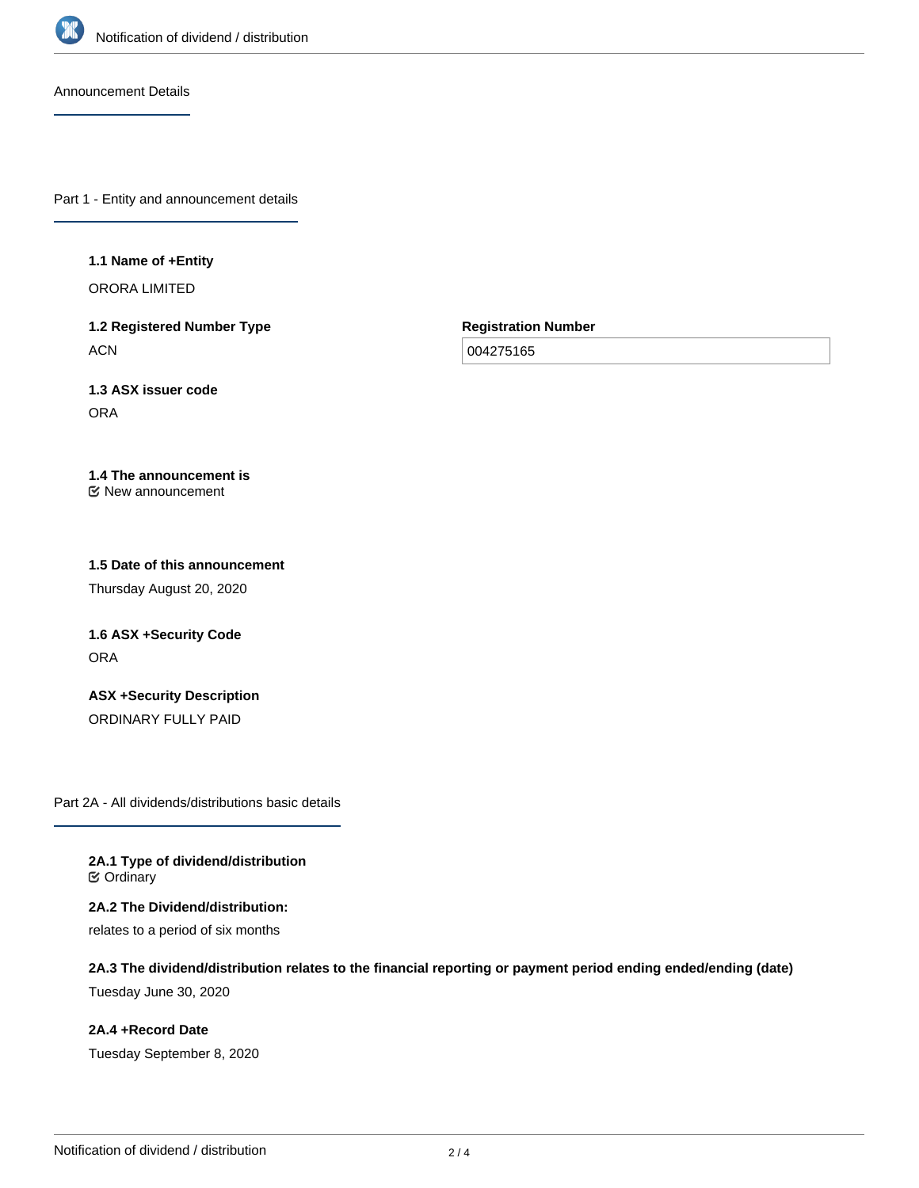## Announcement Details

### Part 1 - Entity and announcement details

**1.1 Name of +Entity**

ORORA LIMITED

**1.2 Registered Number Type**

ACN

**Registration Number**

004275165

**1.3 ASX issuer code**

ORA

**1.4 The announcement is**

New announcement

**1.5 Date of this announcement**

Thursday August 20, 2020

**1.6 ASX +Security Code**

ORA

**ASX +Security Description**

ORDINARY FULLY PAID

### Part 2A - All dividends/distributions basic details

**2A.1 Type of dividend/distribution**

Ordinary

**2A.2 The Dividend/distribution:**

relates to a period of six months

**2A.3 The dividend/distribution relates to the financial reporting or payment period ending ended/ending (date)**

Tuesday June 30, 2020

**2A.4 +Record Date**

Tuesday September 8, 2020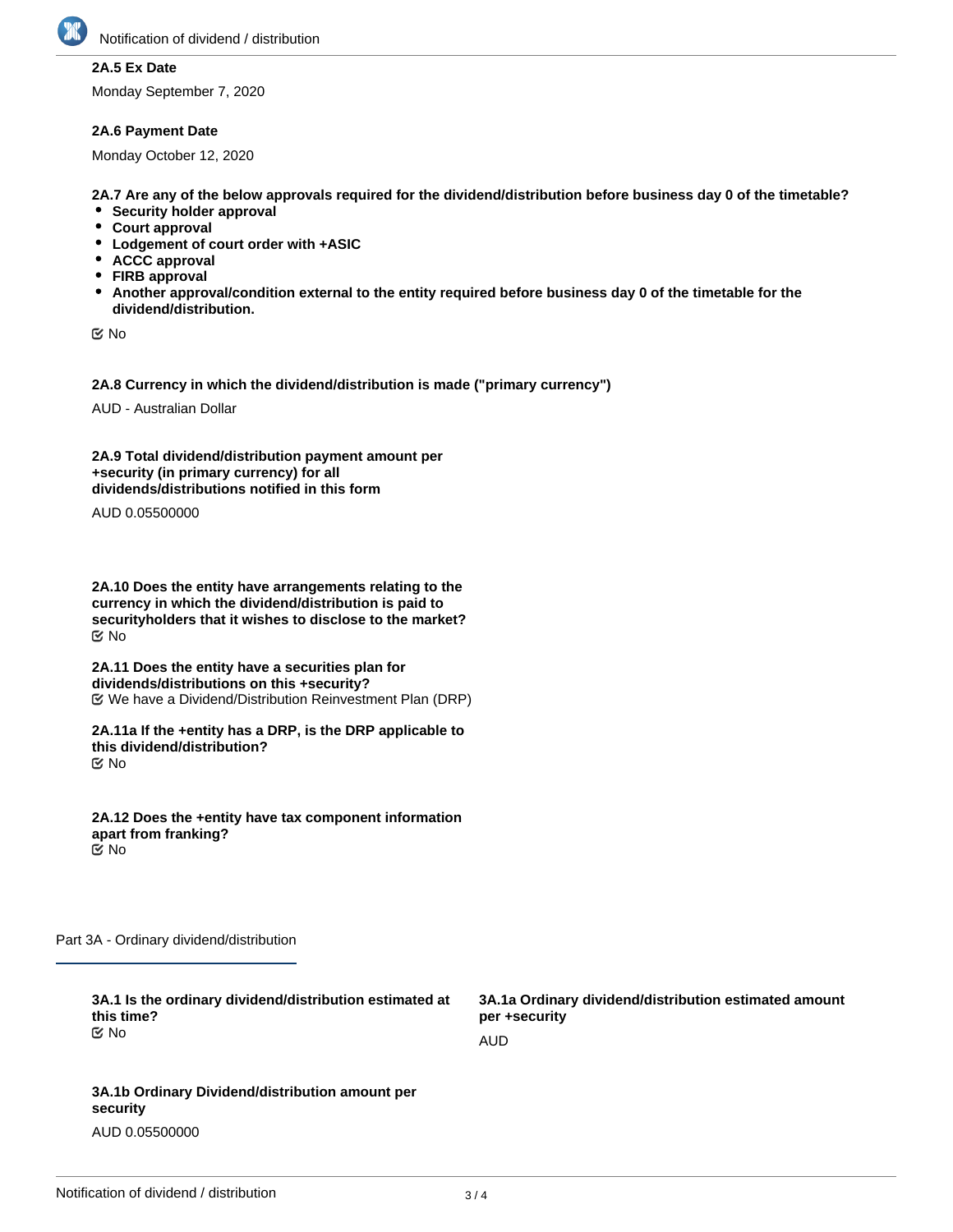**2A.5 Ex Date**

Monday September 7, 2020

**2A.6 Payment Date**

Monday October 12, 2020

**2A.7 Are any of the below approvals required for the dividend/distribution before business day 0 of the timetable?**

- **Security holder approval**
- **Court approval**
- **Lodgement of court order with +ASIC**
- **ACCC approval**
- **FIRB approval**
- **Another approval/condition external to the entity required before business day 0 of the timetable for the dividend/distribution.**

☑ No

**2A.8 Currency in which the dividend/distribution is made ("primary currency")**

AUD - Australian Dollar

**2A.9 Total dividend/distribution payment amount per +security (in primary currency) for all dividends/distributions notified in this form**

AUD 0.05500000

**2A.10 Does the entity have arrangements relating to the currency in which the dividend/distribution is paid to securityholders that it wishes to disclose to the market?**

☑ No

**2A.11 Does the entity have a securities plan for dividends/distributions on this +security?**

☑ We have a Dividend/Distribution Reinvestment Plan (DRP)

**2A.11a If the +entity has a DRP, is the DRP applicable to this dividend/distribution?**

☑ No

**2A.12 Does the +entity have tax component information apart from franking?**

☑ No

## Part 3A - Ordinary dividend/distribution

**3A.1 Is the ordinary dividend/distribution estimated at this time?**

☑ No

**3A.1a Ordinary dividend/distribution estimated amount per +security**

AUD

**3A.1b Ordinary Dividend/distribution amount per security**

AUD 0.05500000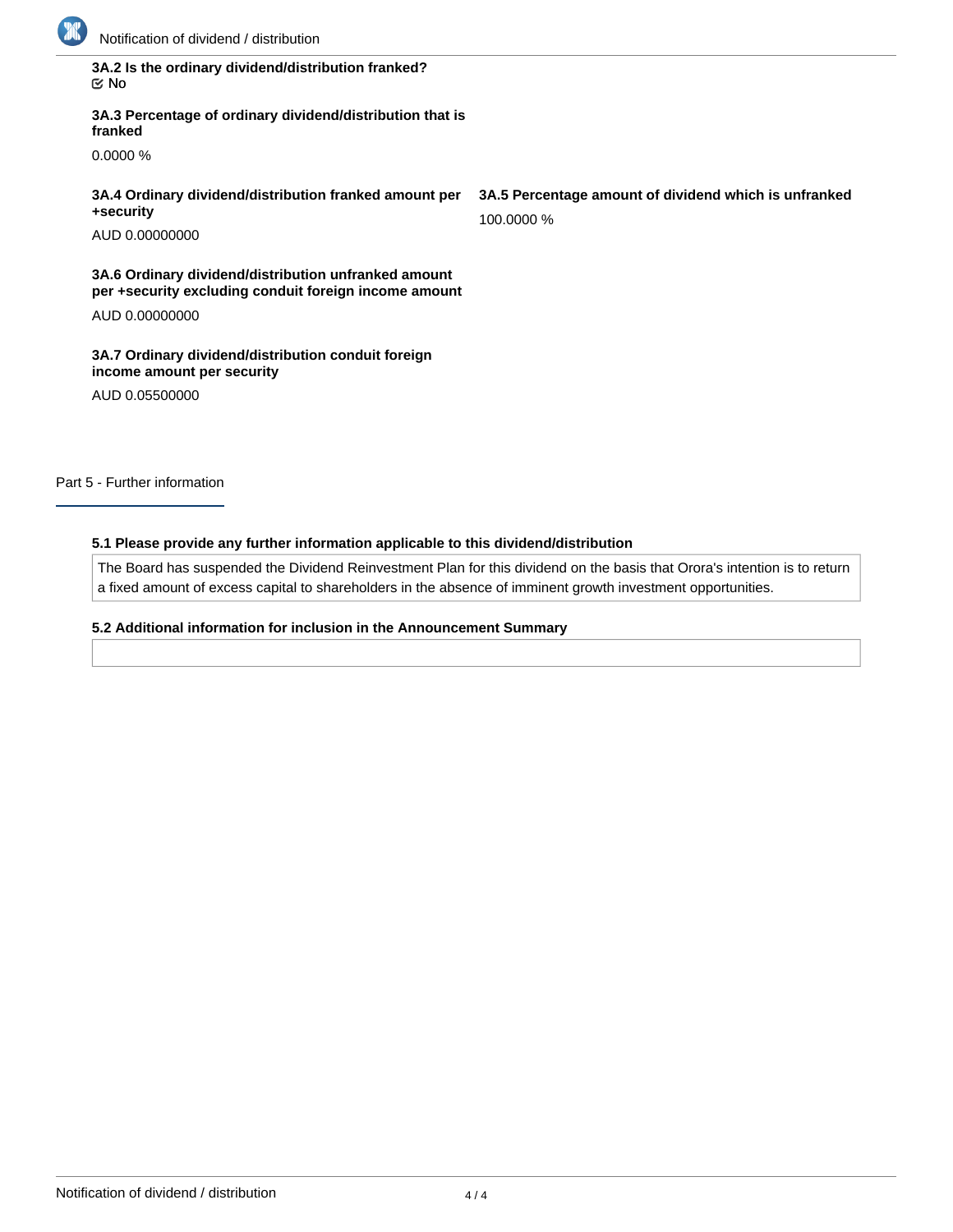**3A.2 Is the ordinary dividend/distribution franked?**
☑ No

**3A.3 Percentage of ordinary dividend/distribution that is franked**

0.0000 %

**3A.4 Ordinary dividend/distribution franked amount per +security**

AUD 0.00000000

**3A.5 Percentage amount of dividend which is unfranked**

100.0000 %

**3A.6 Ordinary dividend/distribution unfranked amount per +security excluding conduit foreign income amount**

AUD 0.00000000

**3A.7 Ordinary dividend/distribution conduit foreign income amount per security**

AUD 0.05500000

## Part 5 - Further information

**5.1 Please provide any further information applicable to this dividend/distribution**

The Board has suspended the Dividend Reinvestment Plan for this dividend on the basis that Orora's intention is to return a fixed amount of excess capital to shareholders in the absence of imminent growth investment opportunities.

**5.2 Additional information for inclusion in the Announcement Summary**